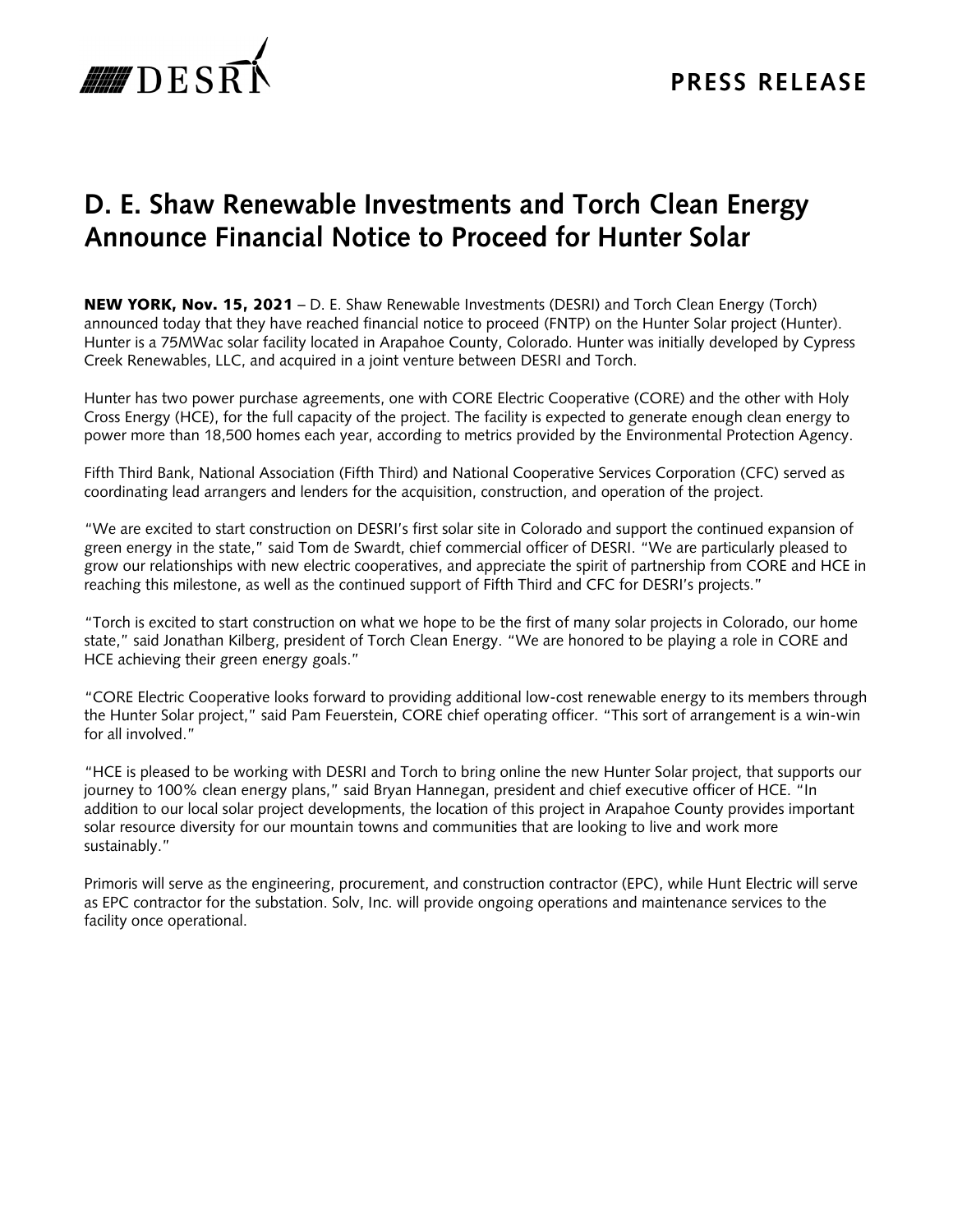PRESS RELEASE

# D. E. Shaw Renewable Investments and Torch Clean Energy Announce Financial Notice to Proceed for Hunter Solar

**NEW YORK, Nov. 15, 2021** – D. E. Shaw Renewable Investments (DESRI) and Torch Clean Energy (Torch) announced today that they have reached financial notice to proceed (FNTP) on the Hunter Solar project (Hunter). Hunter is a 75MWac solar facility located in Arapahoe County, Colorado. Hunter was initially developed by Cypress Creek Renewables, LLC, and acquired in a joint venture between DESRI and Torch.

Hunter has two power purchase agreements, one with CORE Electric Cooperative (CORE) and the other with Holy Cross Energy (HCE), for the full capacity of the project. The facility is expected to generate enough clean energy to power more than 18,500 homes each year, according to metrics provided by the Environmental Protection Agency.

Fifth Third Bank, National Association (Fifth Third) and National Cooperative Services Corporation (CFC) served as coordinating lead arrangers and lenders for the acquisition, construction, and operation of the project.

"We are excited to start construction on DESRI's first solar site in Colorado and support the continued expansion of green energy in the state," said Tom de Swardt, chief commercial officer of DESRI. "We are particularly pleased to grow our relationships with new electric cooperatives, and appreciate the spirit of partnership from CORE and HCE in reaching this milestone, as well as the continued support of Fifth Third and CFC for DESRI's projects."

"Torch is excited to start construction on what we hope to be the first of many solar projects in Colorado, our home state," said Jonathan Kilberg, president of Torch Clean Energy. "We are honored to be playing a role in CORE and HCE achieving their green energy goals."

"CORE Electric Cooperative looks forward to providing additional low-cost renewable energy to its members through the Hunter Solar project," said Pam Feuerstein, CORE chief operating officer. "This sort of arrangement is a win-win for all involved."

"HCE is pleased to be working with DESRI and Torch to bring online the new Hunter Solar project, that supports our journey to 100% clean energy plans," said Bryan Hannegan, president and chief executive officer of HCE. "In addition to our local solar project developments, the location of this project in Arapahoe County provides important solar resource diversity for our mountain towns and communities that are looking to live and work more sustainably."

Primoris will serve as the engineering, procurement, and construction contractor (EPC), while Hunt Electric will serve as EPC contractor for the substation. Solv, Inc. will provide ongoing operations and maintenance services to the facility once operational.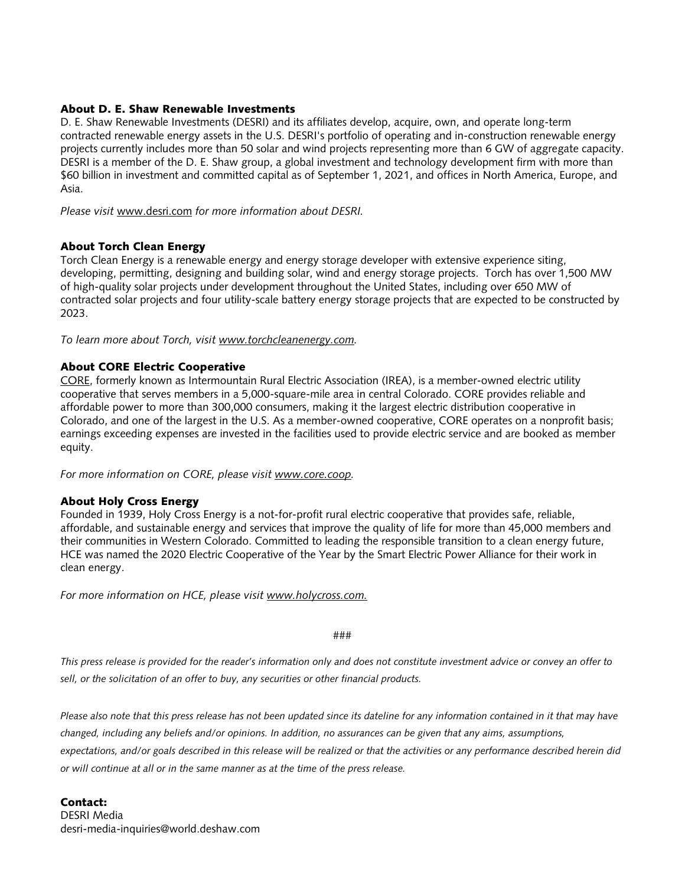## About D. E. Shaw Renewable Investments

D. E. Shaw Renewable Investments (DESRI) and its affiliates develop, acquire, own, and operate long-term contracted renewable energy assets in the U.S. DESRI's portfolio of operating and in-construction renewable energy projects currently includes more than 50 solar and wind projects representing more than 6 GW of aggregate capacity. DESRI is a member of the D. E. Shaw group, a global investment and technology development firm with more than $60 billion in investment and committed capital as of September 1, 2021, and offices in North America, Europe, and Asia.

*Please visit* www.desri.com *for more information about DESRI.*

## About Torch Clean Energy

Torch Clean Energy is a renewable energy and energy storage developer with extensive experience siting, developing, permitting, designing and building solar, wind and energy storage projects. Torch has over 1,500 MW of high-quality solar projects under development throughout the United States, including over 650 MW of contracted solar projects and four utility-scale battery energy storage projects that are expected to be constructed by 2023.

*To learn more about Torch, visit www.torchcleanenergy.com.*

## About CORE Electric Cooperative

CORE, formerly known as Intermountain Rural Electric Association (IREA), is a member-owned electric utility cooperative that serves members in a 5,000-square-mile area in central Colorado. CORE provides reliable and affordable power to more than 300,000 consumers, making it the largest electric distribution cooperative in Colorado, and one of the largest in the U.S. As a member-owned cooperative, CORE operates on a nonprofit basis; earnings exceeding expenses are invested in the facilities used to provide electric service and are booked as member equity.

*For more information on CORE, please visit www.core.coop.*

## About Holy Cross Energy

Founded in 1939, Holy Cross Energy is a not-for-profit rural electric cooperative that provides safe, reliable, affordable, and sustainable energy and services that improve the quality of life for more than 45,000 members and their communities in Western Colorado. Committed to leading the responsible transition to a clean energy future, HCE was named the 2020 Electric Cooperative of the Year by the Smart Electric Power Alliance for their work in clean energy.

*For more information on HCE, please visit www.holycross.com.*

###

*This press release is provided for the reader's information only and does not constitute investment advice or convey an offer to sell, or the solicitation of an offer to buy, any securities or other financial products.*

*Please also note that this press release has not been updated since its dateline for any information contained in it that may have changed, including any beliefs and/or opinions. In addition, no assurances can be given that any aims, assumptions, expectations, and/or goals described in this release will be realized or that the activities or any performance described herein did or will continue at all or in the same manner as at the time of the press release.*

**Contact:**
DESRI Media
desri-media-inquiries@world.deshaw.com